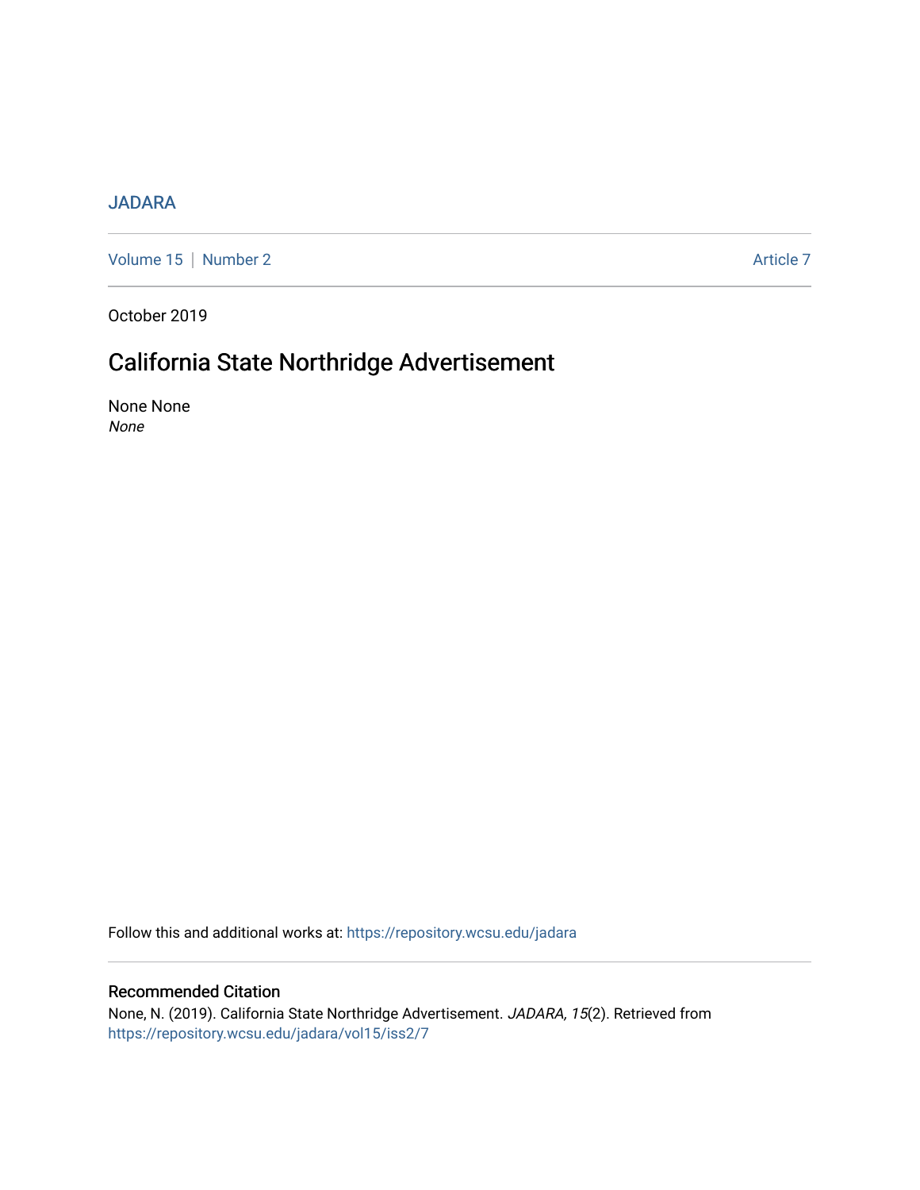JADARA

Volume 15 | Number 2 Article 7

October 2019

# California State Northridge Advertisement

None None
*None*

Follow this and additional works at: https://repository.wcsu.edu/jadara

## Recommended Citation

None, N. (2019). California State Northridge Advertisement. *JADARA, 15*(2). Retrieved from https://repository.wcsu.edu/jadara/vol15/iss2/7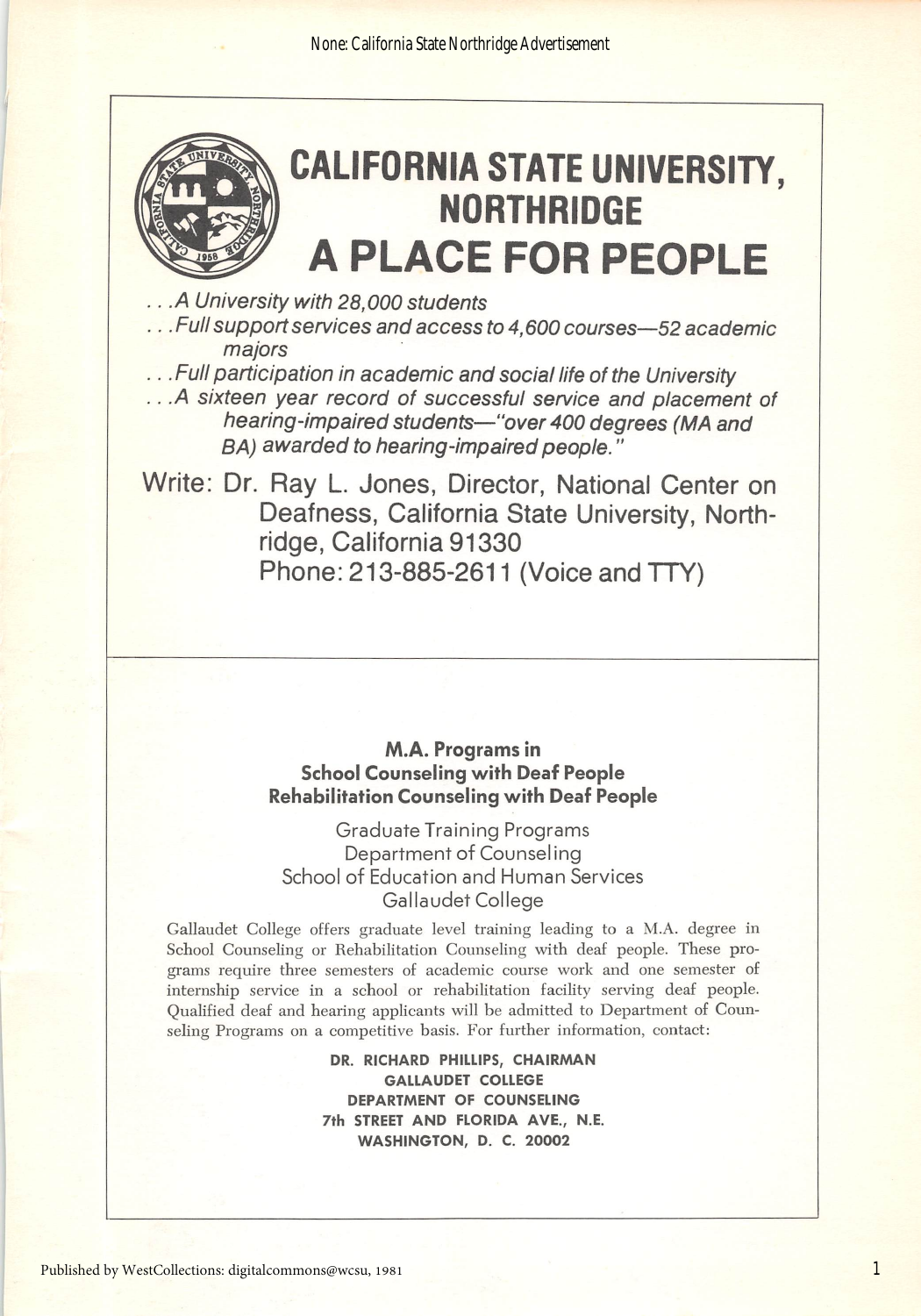# CALIFORNIA STATE UNIVERSITY, NORTHRIDGE

# A PLACE FOR PEOPLE

*. . .A University with 28,000 students*

*. . .Full support services and access to 4,600 courses—52 academic majors*

*. . .Full participation in academic and social life of the University*

*. . .A sixteen year record of successful service and placement of hearing-impaired students—"over 400 degrees (MA and BA) awarded to hearing-impaired people."*

Write: Dr. Ray L. Jones, Director, National Center on Deafness, California State University, Northridge, California 91330
Phone: 213-885-2611 (Voice and TTY)

---

**M.A. Programs in**
**School Counseling with Deaf People**
**Rehabilitation Counseling with Deaf People**

Graduate Training Programs
Department of Counseling
School of Education and Human Services
Gallaudet College

Gallaudet College offers graduate level training leading to a M.A. degree in School Counseling or Rehabilitation Counseling with deaf people. These programs require three semesters of academic course work and one semester of internship service in a school or rehabilitation facility serving deaf people. Qualified deaf and hearing applicants will be admitted to Department of Counseling Programs on a competitive basis. For further information, contact:

**DR. RICHARD PHILLIPS, CHAIRMAN**
**GALLAUDET COLLEGE**
**DEPARTMENT OF COUNSELING**
**7th STREET AND FLORIDA AVE., N.E.**
**WASHINGTON, D. C. 20002**